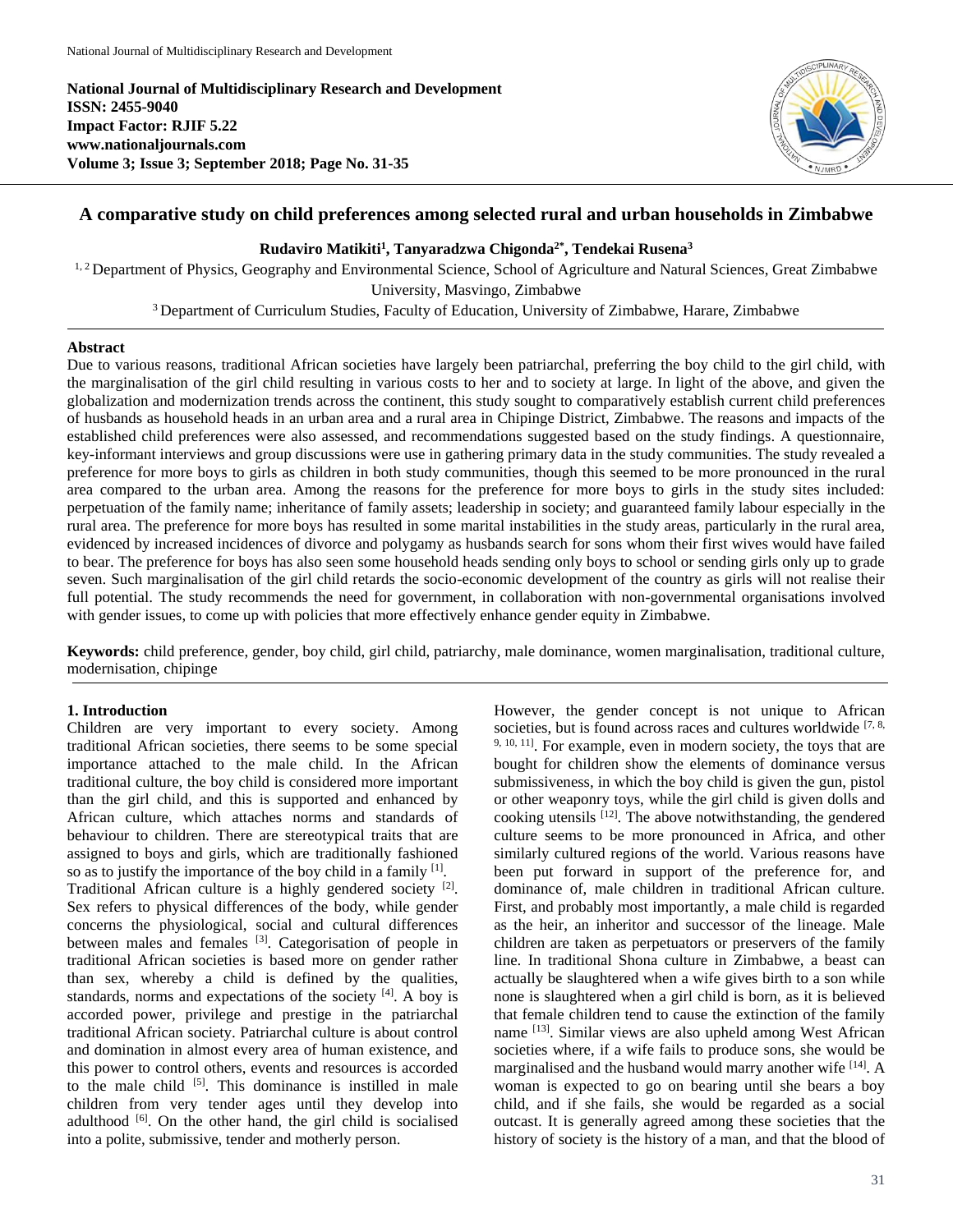**National Journal of Multidisciplinary Research and Development**
**ISSN: 2455-9040**
**Impact Factor: RJIF 5.22**
**www.nationaljournals.com**
**Volume 3; Issue 3; September 2018; Page No. 31-35**

# A comparative study on child preferences among selected rural and urban households in Zimbabwe

**Rudaviro Matikiti[1], Tanyaradzwa Chigonda[2*], Tendekai Rusena[3]**

[1, 2] Department of Physics, Geography and Environmental Science, School of Agriculture and Natural Sciences, Great Zimbabwe University, Masvingo, Zimbabwe

[3] Department of Curriculum Studies, Faculty of Education, University of Zimbabwe, Harare, Zimbabwe

## Abstract

Due to various reasons, traditional African societies have largely been patriarchal, preferring the boy child to the girl child, with the marginalisation of the girl child resulting in various costs to her and to society at large. In light of the above, and given the globalization and modernization trends across the continent, this study sought to comparatively establish current child preferences of husbands as household heads in an urban area and a rural area in Chipinge District, Zimbabwe. The reasons and impacts of the established child preferences were also assessed, and recommendations suggested based on the study findings. A questionnaire, key-informant interviews and group discussions were use in gathering primary data in the study communities. The study revealed a preference for more boys to girls as children in both study communities, though this seemed to be more pronounced in the rural area compared to the urban area. Among the reasons for the preference for more boys to girls in the study sites included: perpetuation of the family name; inheritance of family assets; leadership in society; and guaranteed family labour especially in the rural area. The preference for more boys has resulted in some marital instabilities in the study areas, particularly in the rural area, evidenced by increased incidences of divorce and polygamy as husbands search for sons whom their first wives would have failed to bear. The preference for boys has also seen some household heads sending only boys to school or sending girls only up to grade seven. Such marginalisation of the girl child retards the socio-economic development of the country as girls will not realise their full potential. The study recommends the need for government, in collaboration with non-governmental organisations involved with gender issues, to come up with policies that more effectively enhance gender equity in Zimbabwe.

**Keywords:** child preference, gender, boy child, girl child, patriarchy, male dominance, women marginalisation, traditional culture, modernisation, chipinge

## 1. Introduction

Children are very important to every society. Among traditional African societies, there seems to be some special importance attached to the male child. In the African traditional culture, the boy child is considered more important than the girl child, and this is supported and enhanced by African culture, which attaches norms and standards of behaviour to children. There are stereotypical traits that are assigned to boys and girls, which are traditionally fashioned so as to justify the importance of the boy child in a family [1].

Traditional African culture is a highly gendered society [2]. Sex refers to physical differences of the body, while gender concerns the physiological, social and cultural differences between males and females [3]. Categorisation of people in traditional African societies is based more on gender rather than sex, whereby a child is defined by the qualities, standards, norms and expectations of the society [4]. A boy is accorded power, privilege and prestige in the patriarchal traditional African society. Patriarchal culture is about control and domination in almost every area of human existence, and this power to control others, events and resources is accorded to the male child [5]. This dominance is instilled in male children from very tender ages until they develop into adulthood [6]. On the other hand, the girl child is socialised into a polite, submissive, tender and motherly person.

However, the gender concept is not unique to African societies, but is found across races and cultures worldwide [7, 8, 9, 10, 11]. For example, even in modern society, the toys that are bought for children show the elements of dominance versus submissiveness, in which the boy child is given the gun, pistol or other weaponry toys, while the girl child is given dolls and cooking utensils [12]. The above notwithstanding, the gendered culture seems to be more pronounced in Africa, and other similarly cultured regions of the world. Various reasons have been put forward in support of the preference for, and dominance of, male children in traditional African culture. First, and probably most importantly, a male child is regarded as the heir, an inheritor and successor of the lineage. Male children are taken as perpetuators or preservers of the family line. In traditional Shona culture in Zimbabwe, a beast can actually be slaughtered when a wife gives birth to a son while none is slaughtered when a girl child is born, as it is believed that female children tend to cause the extinction of the family name [13]. Similar views are also upheld among West African societies where, if a wife fails to produce sons, she would be marginalised and the husband would marry another wife [14]. A woman is expected to go on bearing until she bears a boy child, and if she fails, she would be regarded as a social outcast. It is generally agreed among these societies that the history of society is the history of a man, and that the blood of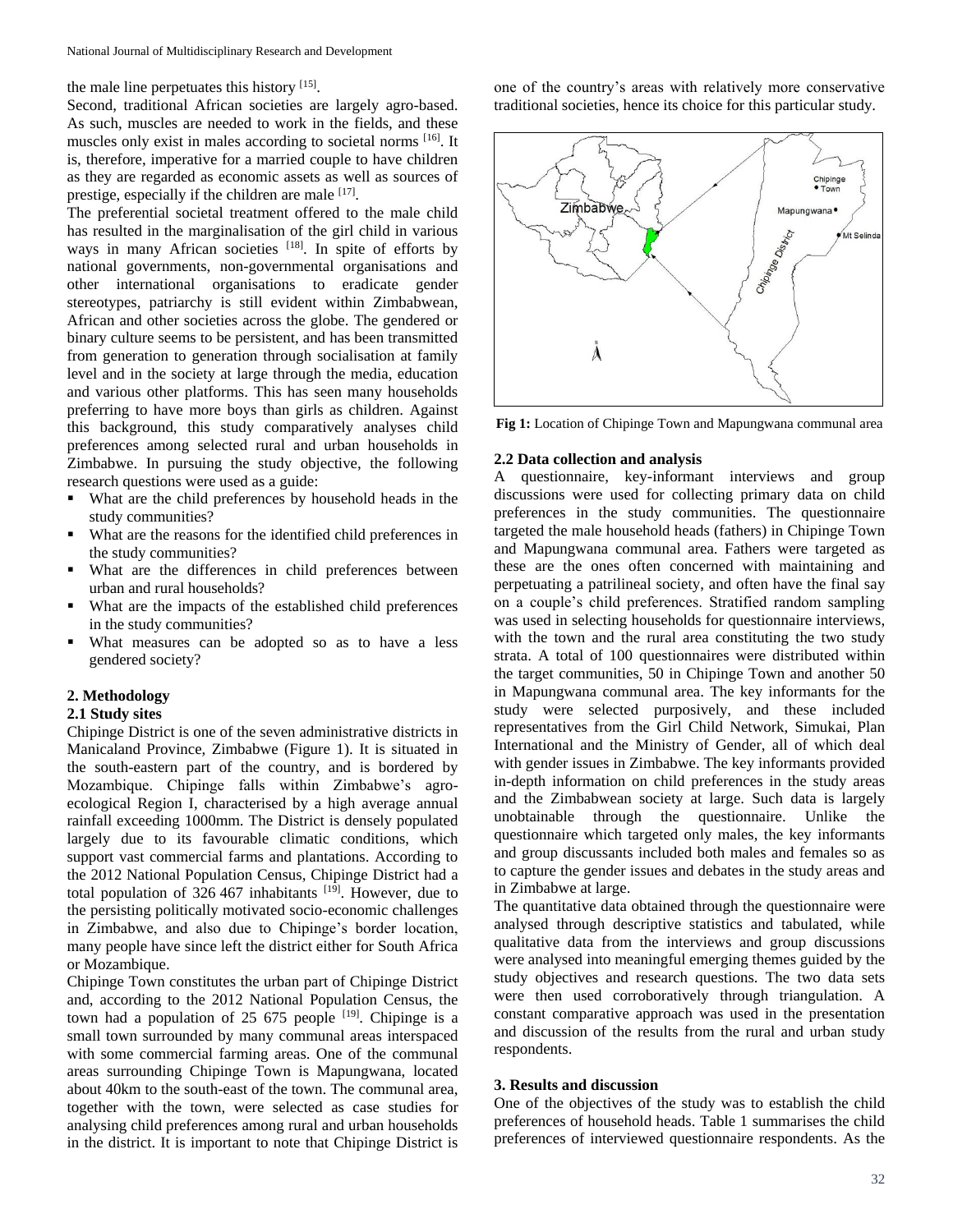the male line perpetuates this history [15].

Second, traditional African societies are largely agro-based. As such, muscles are needed to work in the fields, and these muscles only exist in males according to societal norms [16]. It is, therefore, imperative for a married couple to have children as they are regarded as economic assets as well as sources of prestige, especially if the children are male [17].

The preferential societal treatment offered to the male child has resulted in the marginalisation of the girl child in various ways in many African societies [18]. In spite of efforts by national governments, non-governmental organisations and other international organisations to eradicate gender stereotypes, patriarchy is still evident within Zimbabwean, African and other societies across the globe. The gendered or binary culture seems to be persistent, and has been transmitted from generation to generation through socialisation at family level and in the society at large through the media, education and various other platforms. This has seen many households preferring to have more boys than girls as children. Against this background, this study comparatively analyses child preferences among selected rural and urban households in Zimbabwe. In pursuing the study objective, the following research questions were used as a guide:

- What are the child preferences by household heads in the study communities?
- What are the reasons for the identified child preferences in the study communities?
- What are the differences in child preferences between urban and rural households?
- What are the impacts of the established child preferences in the study communities?
- What measures can be adopted so as to have a less gendered society?

## 2. Methodology

### 2.1 Study sites

Chipinge District is one of the seven administrative districts in Manicaland Province, Zimbabwe (Figure 1). It is situated in the south-eastern part of the country, and is bordered by Mozambique. Chipinge falls within Zimbabwe's agro-ecological Region I, characterised by a high average annual rainfall exceeding 1000mm. The District is densely populated largely due to its favourable climatic conditions, which support vast commercial farms and plantations. According to the 2012 National Population Census, Chipinge District had a total population of 326 467 inhabitants [19]. However, due to the persisting politically motivated socio-economic challenges in Zimbabwe, and also due to Chipinge's border location, many people have since left the district either for South Africa or Mozambique.

Chipinge Town constitutes the urban part of Chipinge District and, according to the 2012 National Population Census, the town had a population of 25 675 people [19]. Chipinge is a small town surrounded by many communal areas interspaced with some commercial farming areas. One of the communal areas surrounding Chipinge Town is Mapungwana, located about 40km to the south-east of the town. The communal area, together with the town, were selected as case studies for analysing child preferences among rural and urban households in the district. It is important to note that Chipinge District is one of the country's areas with relatively more conservative traditional societies, hence its choice for this particular study.

**Fig 1:** Location of Chipinge Town and Mapungwana communal area

### 2.2 Data collection and analysis

A questionnaire, key-informant interviews and group discussions were used for collecting primary data on child preferences in the study communities. The questionnaire targeted the male household heads (fathers) in Chipinge Town and Mapungwana communal area. Fathers were targeted as these are the ones often concerned with maintaining and perpetuating a patrilineal society, and often have the final say on a couple's child preferences. Stratified random sampling was used in selecting households for questionnaire interviews, with the town and the rural area constituting the two study strata. A total of 100 questionnaires were distributed within the target communities, 50 in Chipinge Town and another 50 in Mapungwana communal area. The key informants for the study were selected purposively, and these included representatives from the Girl Child Network, Simukai, Plan International and the Ministry of Gender, all of which deal with gender issues in Zimbabwe. The key informants provided in-depth information on child preferences in the study areas and the Zimbabwean society at large. Such data is largely unobtainable through the questionnaire. Unlike the questionnaire which targeted only males, the key informants and group discussants included both males and females so as to capture the gender issues and debates in the study areas and in Zimbabwe at large.

The quantitative data obtained through the questionnaire were analysed through descriptive statistics and tabulated, while qualitative data from the interviews and group discussions were analysed into meaningful emerging themes guided by the study objectives and research questions. The two data sets were then used corroboratively through triangulation. A constant comparative approach was used in the presentation and discussion of the results from the rural and urban study respondents.

## 3. Results and discussion

One of the objectives of the study was to establish the child preferences of household heads. Table 1 summarises the child preferences of interviewed questionnaire respondents. As the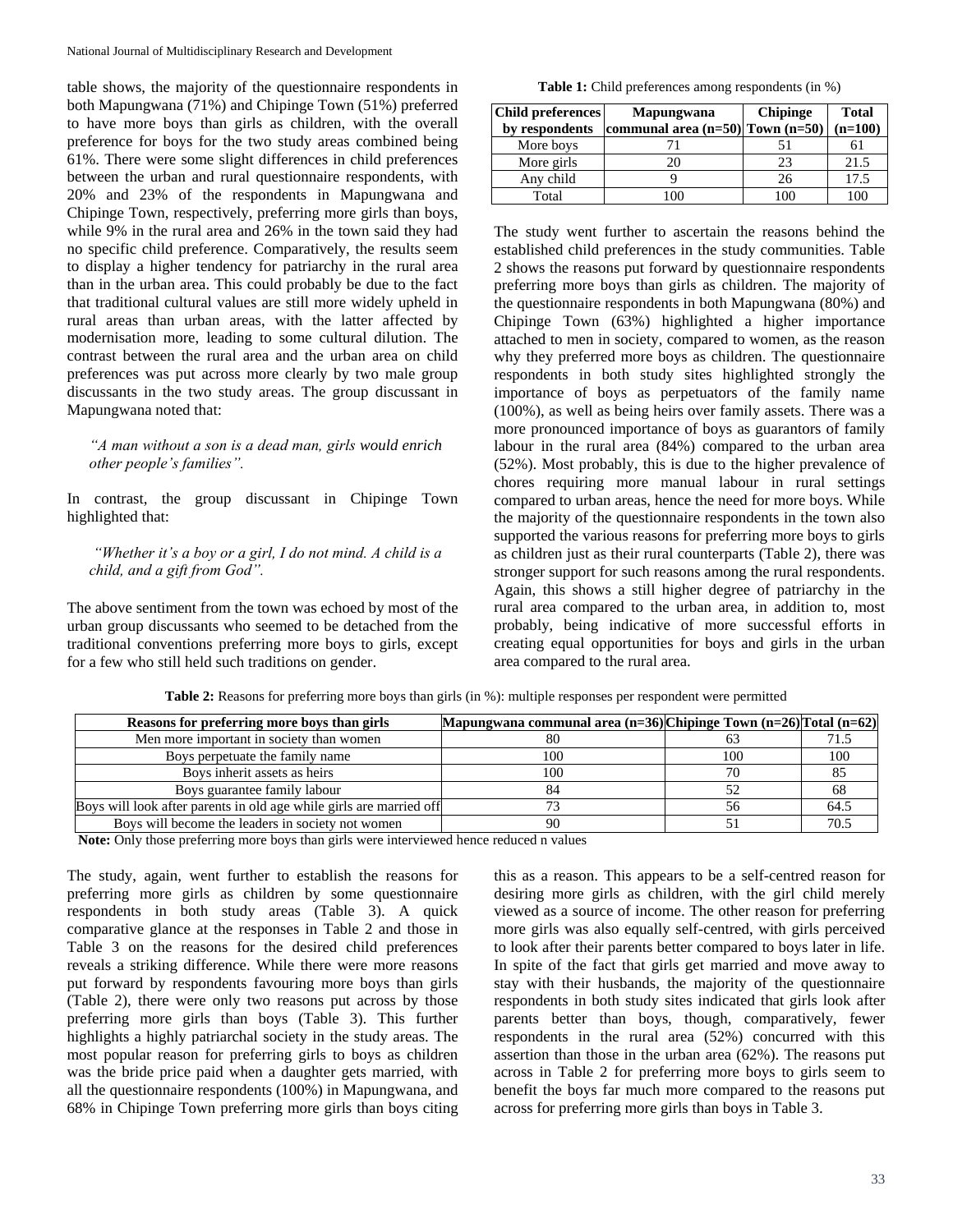table shows, the majority of the questionnaire respondents in both Mapungwana (71%) and Chipinge Town (51%) preferred to have more boys than girls as children, with the overall preference for boys for the two study areas combined being 61%. There were some slight differences in child preferences between the urban and rural questionnaire respondents, with 20% and 23% of the respondents in Mapungwana and Chipinge Town, respectively, preferring more girls than boys, while 9% in the rural area and 26% in the town said they had no specific child preference. Comparatively, the results seem to display a higher tendency for patriarchy in the rural area than in the urban area. This could probably be due to the fact that traditional cultural values are still more widely upheld in rural areas than urban areas, with the latter affected by modernisation more, leading to some cultural dilution. The contrast between the rural area and the urban area on child preferences was put across more clearly by two male group discussants in the two study areas. The group discussant in Mapungwana noted that:

> *"A man without a son is a dead man, girls would enrich other people's families".*

In contrast, the group discussant in Chipinge Town highlighted that:

> *"Whether it's a boy or a girl, I do not mind. A child is a child, and a gift from God".*

The above sentiment from the town was echoed by most of the urban group discussants who seemed to be detached from the traditional conventions preferring more boys to girls, except for a few who still held such traditions on gender.

**Table 1:** Child preferences among respondents (in %)

| Child preferences by respondents | Mapungwana communal area (n=50) | Chipinge Town (n=50) | Total (n=100) |
|---|---|---|---|
| More boys | 71 | 51 | 61 |
| More girls | 20 | 23 | 21.5 |
| Any child | 9 | 26 | 17.5 |
| Total | 100 | 100 | 100 |

The study went further to ascertain the reasons behind the established child preferences in the study communities. Table 2 shows the reasons put forward by questionnaire respondents preferring more boys than girls as children. The majority of the questionnaire respondents in both Mapungwana (80%) and Chipinge Town (63%) highlighted a higher importance attached to men in society, compared to women, as the reason why they preferred more boys as children. The questionnaire respondents in both study sites highlighted strongly the importance of boys as perpetuators of the family name (100%), as well as being heirs over family assets. There was a more pronounced importance of boys as guarantors of family labour in the rural area (84%) compared to the urban area (52%). Most probably, this is due to the higher prevalence of chores requiring more manual labour in rural settings compared to urban areas, hence the need for more boys. While the majority of the questionnaire respondents in the town also supported the various reasons for preferring more boys to girls as children just as their rural counterparts (Table 2), there was stronger support for such reasons among the rural respondents. Again, this shows a still higher degree of patriarchy in the rural area compared to the urban area, in addition to, most probably, being indicative of more successful efforts in creating equal opportunities for boys and girls in the urban area compared to the rural area.

**Table 2:** Reasons for preferring more boys than girls (in %): multiple responses per respondent were permitted

| Reasons for preferring more boys than girls | Mapungwana communal area (n=36) | Chipinge Town (n=26) | Total (n=62) |
|---|---|---|---|
| Men more important in society than women | 80 | 63 | 71.5 |
| Boys perpetuate the family name | 100 | 100 | 100 |
| Boys inherit assets as heirs | 100 | 70 | 85 |
| Boys guarantee family labour | 84 | 52 | 68 |
| Boys will look after parents in old age while girls are married off | 73 | 56 | 64.5 |
| Boys will become the leaders in society not women | 90 | 51 | 70.5 |

**Note:** Only those preferring more boys than girls were interviewed hence reduced n values

The study, again, went further to establish the reasons for preferring more girls as children by some questionnaire respondents in both study areas (Table 3). A quick comparative glance at the responses in Table 2 and those in Table 3 on the reasons for the desired child preferences reveals a striking difference. While there were more reasons put forward by respondents favouring more boys than girls (Table 2), there were only two reasons put across by those preferring more girls than boys (Table 3). This further highlights a highly patriarchal society in the study areas. The most popular reason for preferring girls to boys as children was the bride price paid when a daughter gets married, with all the questionnaire respondents (100%) in Mapungwana, and 68% in Chipinge Town preferring more girls than boys citing this as a reason. This appears to be a self-centred reason for desiring more girls as children, with the girl child merely viewed as a source of income. The other reason for preferring more girls was also equally self-centred, with girls perceived to look after their parents better compared to boys later in life. In spite of the fact that girls get married and move away to stay with their husbands, the majority of the questionnaire respondents in both study sites indicated that girls look after parents better than boys, though, comparatively, fewer respondents in the rural area (52%) concurred with this assertion than those in the urban area (62%). The reasons put across in Table 2 for preferring more boys to girls seem to benefit the boys far much more compared to the reasons put across for preferring more girls than boys in Table 3.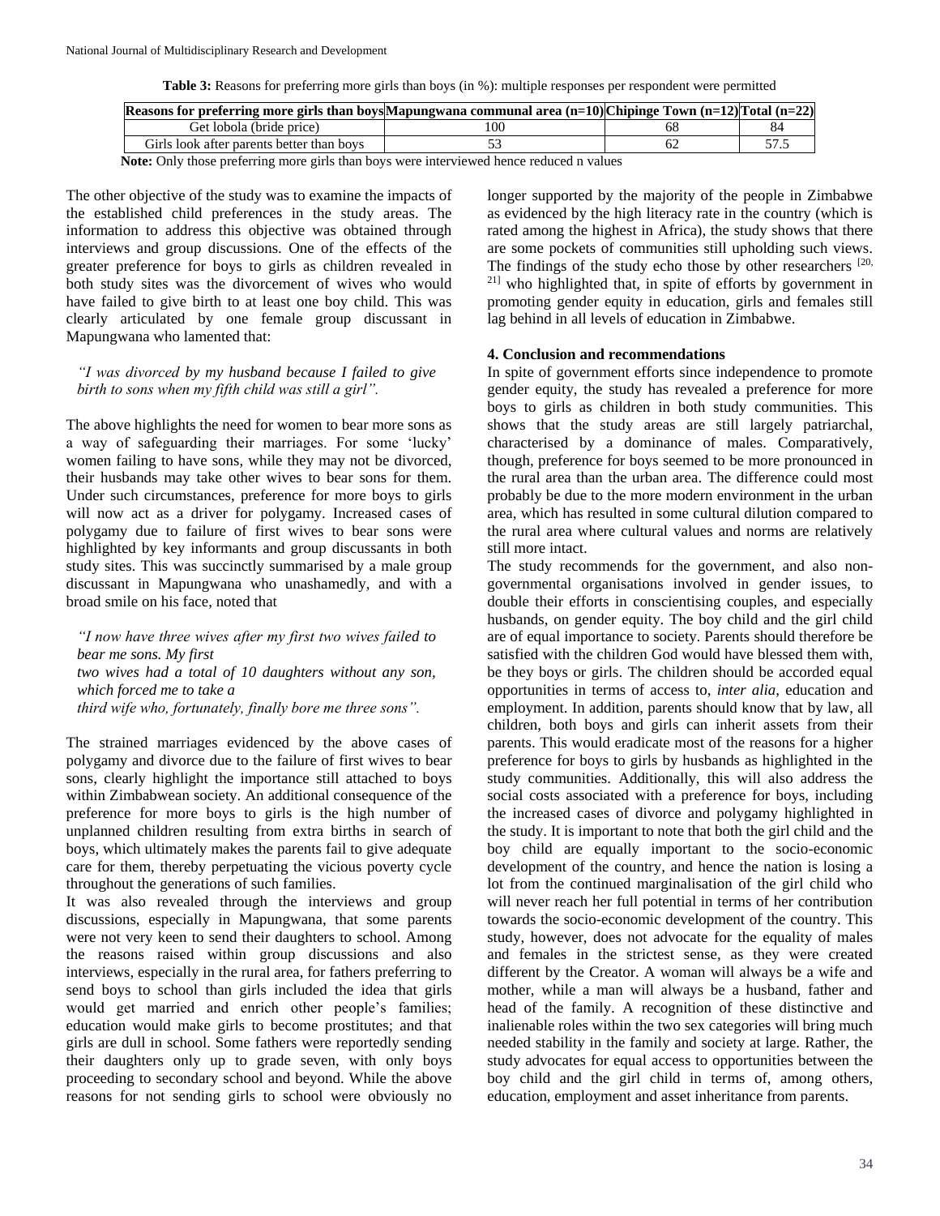**Table 3:** Reasons for preferring more girls than boys (in %): multiple responses per respondent were permitted

| Reasons for preferring more girls than boys | Mapungwana communal area (n=10) | Chipinge Town (n=12) | Total (n=22) |
|---|---|---|---|
| Get lobola (bride price) | 100 | 68 | 84 |
| Girls look after parents better than boys | 53 | 62 | 57.5 |

**Note:** Only those preferring more girls than boys were interviewed hence reduced n values

The other objective of the study was to examine the impacts of the established child preferences in the study areas. The information to address this objective was obtained through interviews and group discussions. One of the effects of the greater preference for boys to girls as children revealed in both study sites was the divorcement of wives who would have failed to give birth to at least one boy child. This was clearly articulated by one female group discussant in Mapungwana who lamented that:

*"I was divorced by my husband because I failed to give birth to sons when my fifth child was still a girl".*

The above highlights the need for women to bear more sons as a way of safeguarding their marriages. For some 'lucky' women failing to have sons, while they may not be divorced, their husbands may take other wives to bear sons for them. Under such circumstances, preference for more boys to girls will now act as a driver for polygamy. Increased cases of polygamy due to failure of first wives to bear sons were highlighted by key informants and group discussants in both study sites. This was succinctly summarised by a male group discussant in Mapungwana who unashamedly, and with a broad smile on his face, noted that

*"I now have three wives after my first two wives failed to bear me sons. My first two wives had a total of 10 daughters without any son, which forced me to take a third wife who, fortunately, finally bore me three sons".*

The strained marriages evidenced by the above cases of polygamy and divorce due to the failure of first wives to bear sons, clearly highlight the importance still attached to boys within Zimbabwean society. An additional consequence of the preference for more boys to girls is the high number of unplanned children resulting from extra births in search of boys, which ultimately makes the parents fail to give adequate care for them, thereby perpetuating the vicious poverty cycle throughout the generations of such families.

It was also revealed through the interviews and group discussions, especially in Mapungwana, that some parents were not very keen to send their daughters to school. Among the reasons raised within group discussions and also interviews, especially in the rural area, for fathers preferring to send boys to school than girls included the idea that girls would get married and enrich other people's families; education would make girls to become prostitutes; and that girls are dull in school. Some fathers were reportedly sending their daughters only up to grade seven, with only boys proceeding to secondary school and beyond. While the above reasons for not sending girls to school were obviously no longer supported by the majority of the people in Zimbabwe as evidenced by the high literacy rate in the country (which is rated among the highest in Africa), the study shows that there are some pockets of communities still upholding such views. The findings of the study echo those by other researchers [20, 21] who highlighted that, in spite of efforts by government in promoting gender equity in education, girls and females still lag behind in all levels of education in Zimbabwe.

## 4. Conclusion and recommendations

In spite of government efforts since independence to promote gender equity, the study has revealed a preference for more boys to girls as children in both study communities. This shows that the study areas are still largely patriarchal, characterised by a dominance of males. Comparatively, though, preference for boys seemed to be more pronounced in the rural area than the urban area. The difference could most probably be due to the more modern environment in the urban area, which has resulted in some cultural dilution compared to the rural area where cultural values and norms are relatively still more intact.

The study recommends for the government, and also non-governmental organisations involved in gender issues, to double their efforts in conscientising couples, and especially husbands, on gender equity. The boy child and the girl child are of equal importance to society. Parents should therefore be satisfied with the children God would have blessed them with, be they boys or girls. The children should be accorded equal opportunities in terms of access to, *inter alia*, education and employment. In addition, parents should know that by law, all children, both boys and girls can inherit assets from their parents. This would eradicate most of the reasons for a higher preference for boys to girls by husbands as highlighted in the study communities. Additionally, this will also address the social costs associated with a preference for boys, including the increased cases of divorce and polygamy highlighted in the study. It is important to note that both the girl child and the boy child are equally important to the socio-economic development of the country, and hence the nation is losing a lot from the continued marginalisation of the girl child who will never reach her full potential in terms of her contribution towards the socio-economic development of the country. This study, however, does not advocate for the equality of males and females in the strictest sense, as they were created different by the Creator. A woman will always be a wife and mother, while a man will always be a husband, father and head of the family. A recognition of these distinctive and inalienable roles within the two sex categories will bring much needed stability in the family and society at large. Rather, the study advocates for equal access to opportunities between the boy child and the girl child in terms of, among others, education, employment and asset inheritance from parents.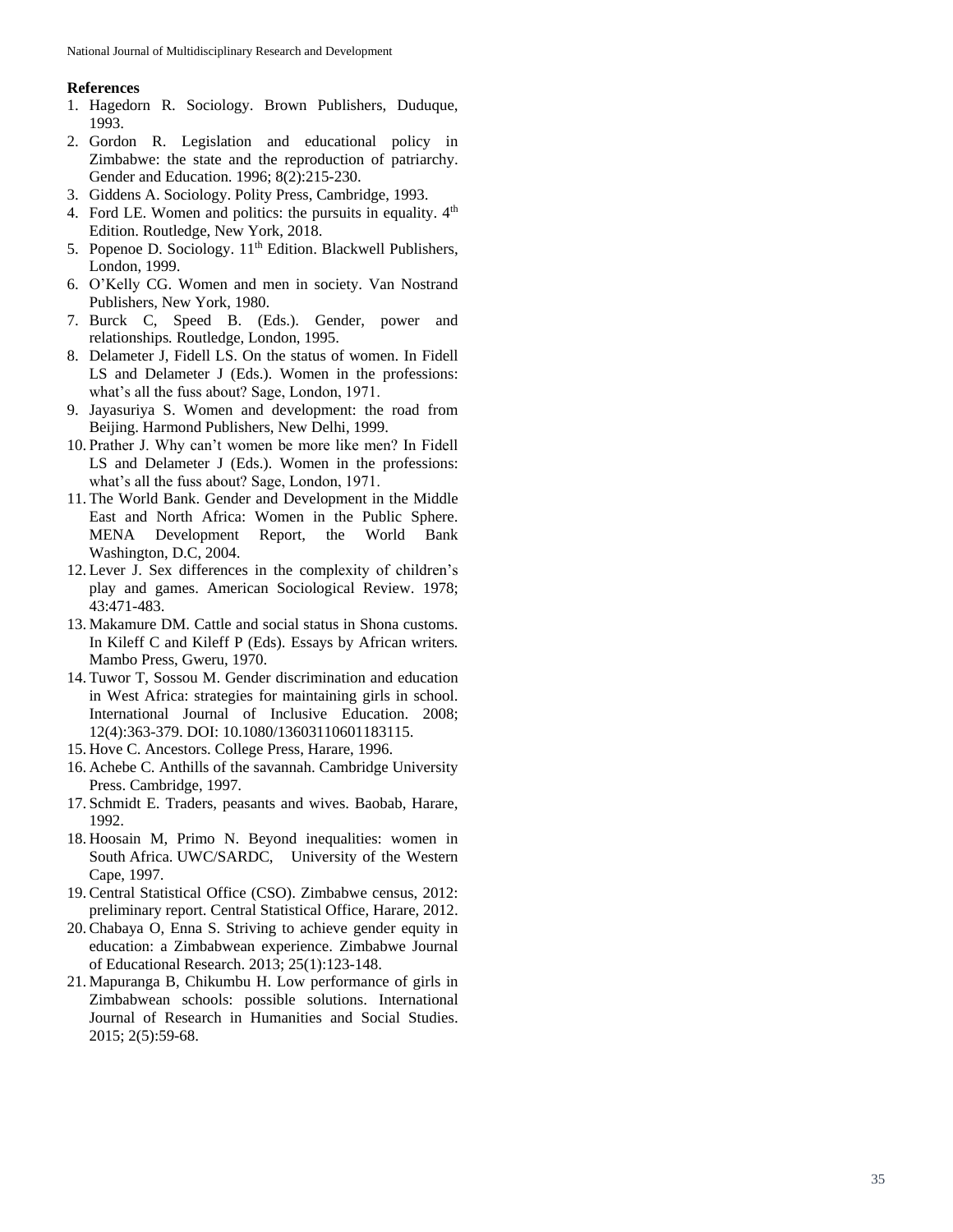**References**

1. Hagedorn R. Sociology. Brown Publishers, Duduque, 1993.
2. Gordon R. Legislation and educational policy in Zimbabwe: the state and the reproduction of patriarchy. Gender and Education. 1996; 8(2):215-230.
3. Giddens A. Sociology. Polity Press, Cambridge, 1993.
4. Ford LE. Women and politics: the pursuits in equality. 4th Edition. Routledge, New York, 2018.
5. Popenoe D. Sociology. 11th Edition. Blackwell Publishers, London, 1999.
6. O'Kelly CG. Women and men in society. Van Nostrand Publishers, New York, 1980.
7. Burck C, Speed B. (Eds.). Gender, power and relationships. Routledge, London, 1995.
8. Delameter J, Fidell LS. On the status of women. In Fidell LS and Delameter J (Eds.). Women in the professions: what's all the fuss about? Sage, London, 1971.
9. Jayasuriya S. Women and development: the road from Beijing. Harmond Publishers, New Delhi, 1999.
10. Prather J. Why can't women be more like men? In Fidell LS and Delameter J (Eds.). Women in the professions: what's all the fuss about? Sage, London, 1971.
11. The World Bank. Gender and Development in the Middle East and North Africa: Women in the Public Sphere. MENA Development Report, the World Bank Washington, D.C, 2004.
12. Lever J. Sex differences in the complexity of children's play and games. American Sociological Review. 1978; 43:471-483.
13. Makamure DM. Cattle and social status in Shona customs. In Kileff C and Kileff P (Eds). Essays by African writers. Mambo Press, Gweru, 1970.
14. Tuwor T, Sossou M. Gender discrimination and education in West Africa: strategies for maintaining girls in school. International Journal of Inclusive Education. 2008; 12(4):363-379. DOI: 10.1080/13603110601183115.
15. Hove C. Ancestors. College Press, Harare, 1996.
16. Achebe C. Anthills of the savannah. Cambridge University Press. Cambridge, 1997.
17. Schmidt E. Traders, peasants and wives. Baobab, Harare, 1992.
18. Hoosain M, Primo N. Beyond inequalities: women in South Africa. UWC/SARDC, University of the Western Cape, 1997.
19. Central Statistical Office (CSO). Zimbabwe census, 2012: preliminary report. Central Statistical Office, Harare, 2012.
20. Chabaya O, Enna S. Striving to achieve gender equity in education: a Zimbabwean experience. Zimbabwe Journal of Educational Research. 2013; 25(1):123-148.
21. Mapuranga B, Chikumbu H. Low performance of girls in Zimbabwean schools: possible solutions. International Journal of Research in Humanities and Social Studies. 2015; 2(5):59-68.